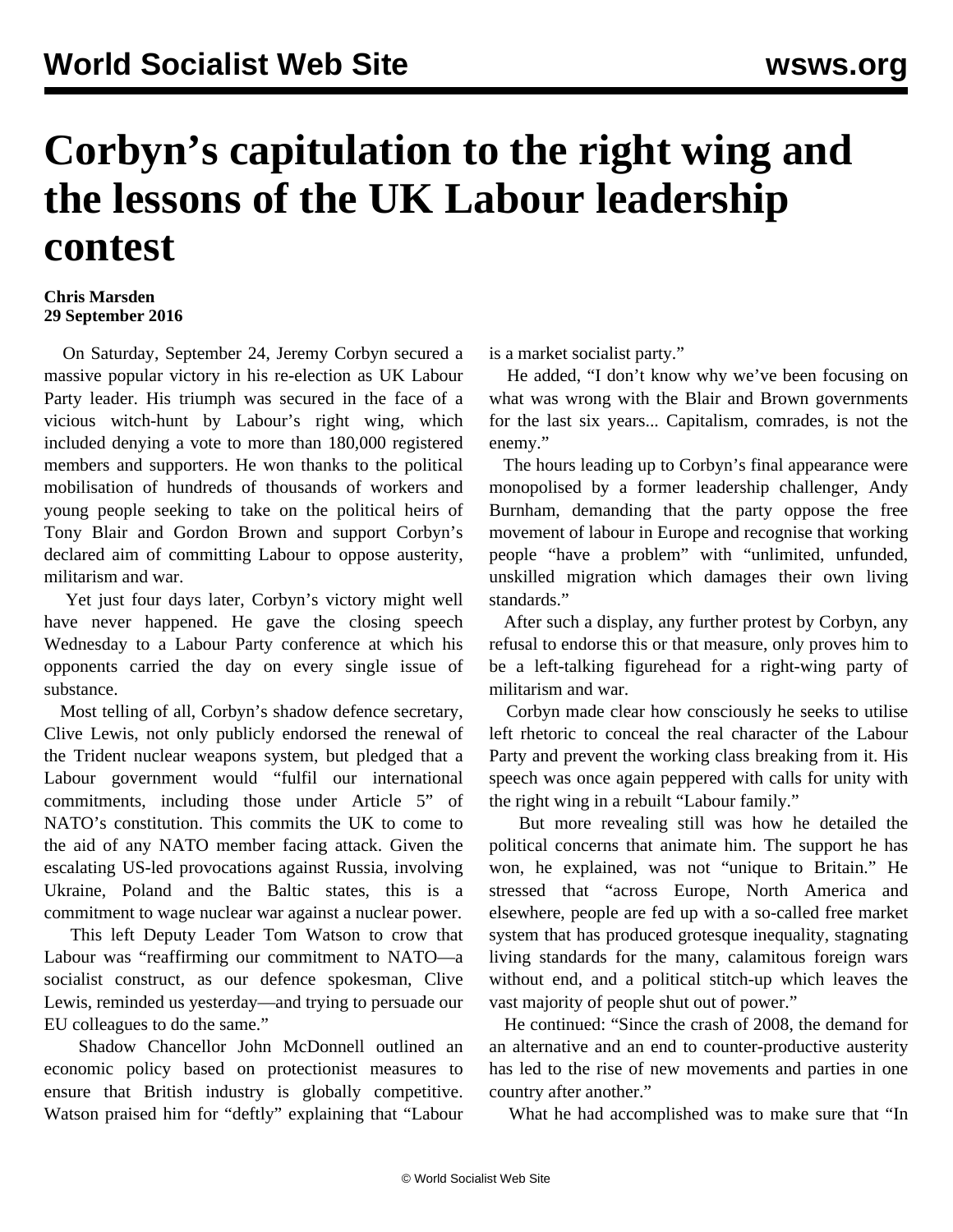# Corbyn's capitulation to the right wing and the lessons of the UK Labour leadership contest

**Chris Marsden**
**29 September 2016**

On Saturday, September 24, Jeremy Corbyn secured a massive popular victory in his re-election as UK Labour Party leader. His triumph was secured in the face of a vicious witch-hunt by Labour's right wing, which included denying a vote to more than 180,000 registered members and supporters. He won thanks to the political mobilisation of hundreds of thousands of workers and young people seeking to take on the political heirs of Tony Blair and Gordon Brown and support Corbyn's declared aim of committing Labour to oppose austerity, militarism and war.

Yet just four days later, Corbyn's victory might well have never happened. He gave the closing speech Wednesday to a Labour Party conference at which his opponents carried the day on every single issue of substance.

Most telling of all, Corbyn's shadow defence secretary, Clive Lewis, not only publicly endorsed the renewal of the Trident nuclear weapons system, but pledged that a Labour government would "fulfil our international commitments, including those under Article 5" of NATO's constitution. This commits the UK to come to the aid of any NATO member facing attack. Given the escalating US-led provocations against Russia, involving Ukraine, Poland and the Baltic states, this is a commitment to wage nuclear war against a nuclear power.

This left Deputy Leader Tom Watson to crow that Labour was "reaffirming our commitment to NATO—a socialist construct, as our defence spokesman, Clive Lewis, reminded us yesterday—and trying to persuade our EU colleagues to do the same."

Shadow Chancellor John McDonnell outlined an economic policy based on protectionist measures to ensure that British industry is globally competitive. Watson praised him for "deftly" explaining that "Labour is a market socialist party."

He added, "I don't know why we've been focusing on what was wrong with the Blair and Brown governments for the last six years... Capitalism, comrades, is not the enemy."

The hours leading up to Corbyn's final appearance were monopolised by a former leadership challenger, Andy Burnham, demanding that the party oppose the free movement of labour in Europe and recognise that working people "have a problem" with "unlimited, unfunded, unskilled migration which damages their own living standards."

After such a display, any further protest by Corbyn, any refusal to endorse this or that measure, only proves him to be a left-talking figurehead for a right-wing party of militarism and war.

Corbyn made clear how consciously he seeks to utilise left rhetoric to conceal the real character of the Labour Party and prevent the working class breaking from it. His speech was once again peppered with calls for unity with the right wing in a rebuilt "Labour family."

But more revealing still was how he detailed the political concerns that animate him. The support he has won, he explained, was not "unique to Britain." He stressed that "across Europe, North America and elsewhere, people are fed up with a so-called free market system that has produced grotesque inequality, stagnating living standards for the many, calamitous foreign wars without end, and a political stitch-up which leaves the vast majority of people shut out of power."

He continued: "Since the crash of 2008, the demand for an alternative and an end to counter-productive austerity has led to the rise of new movements and parties in one country after another."

What he had accomplished was to make sure that "In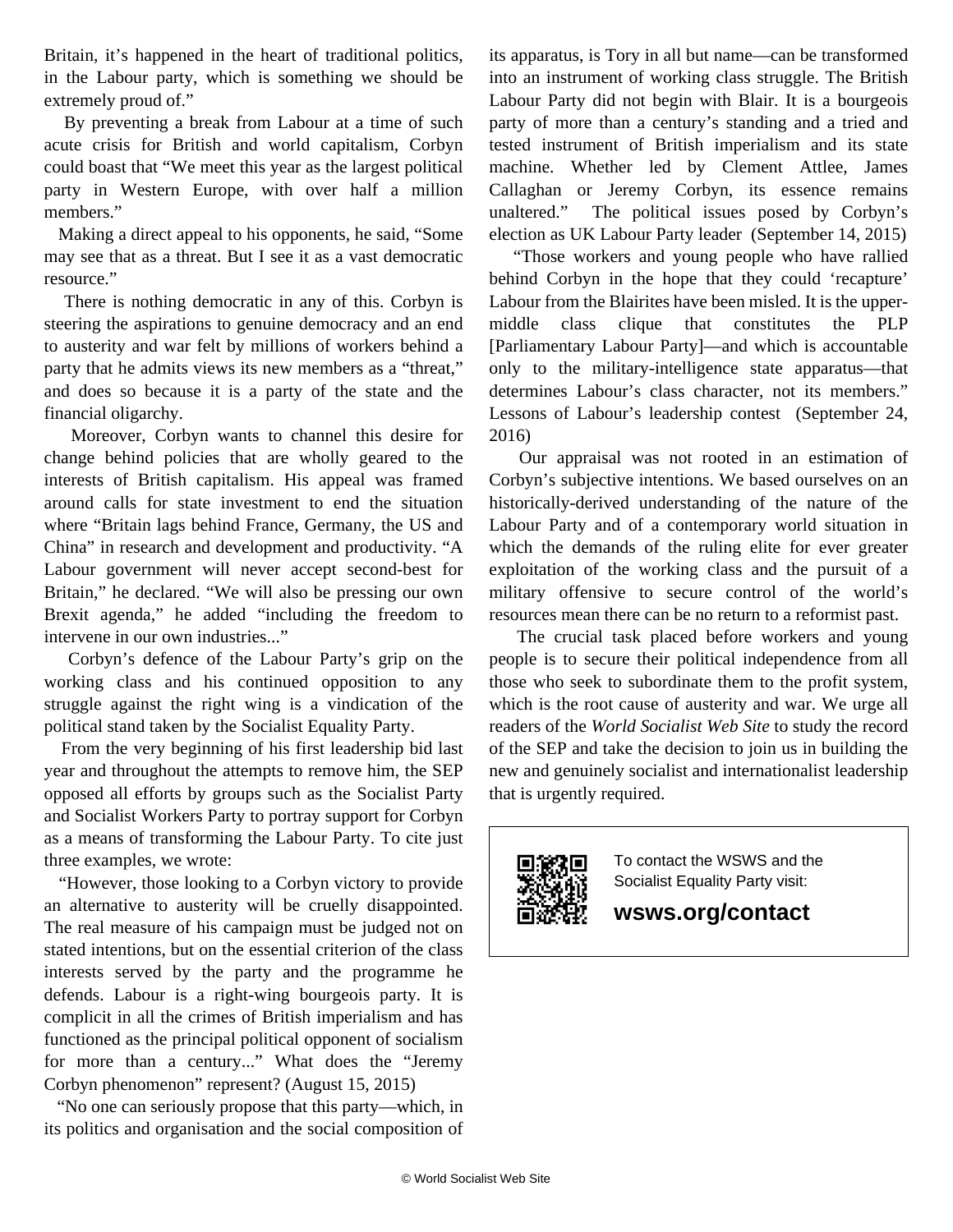Britain, it's happened in the heart of traditional politics, in the Labour party, which is something we should be extremely proud of."

By preventing a break from Labour at a time of such acute crisis for British and world capitalism, Corbyn could boast that "We meet this year as the largest political party in Western Europe, with over half a million members."

Making a direct appeal to his opponents, he said, "Some may see that as a threat. But I see it as a vast democratic resource."

There is nothing democratic in any of this. Corbyn is steering the aspirations to genuine democracy and an end to austerity and war felt by millions of workers behind a party that he admits views its new members as a "threat," and does so because it is a party of the state and the financial oligarchy.

Moreover, Corbyn wants to channel this desire for change behind policies that are wholly geared to the interests of British capitalism. His appeal was framed around calls for state investment to end the situation where "Britain lags behind France, Germany, the US and China" in research and development and productivity. "A Labour government will never accept second-best for Britain," he declared. "We will also be pressing our own Brexit agenda," he added "including the freedom to intervene in our own industries..."

Corbyn's defence of the Labour Party's grip on the working class and his continued opposition to any struggle against the right wing is a vindication of the political stand taken by the Socialist Equality Party.

From the very beginning of his first leadership bid last year and throughout the attempts to remove him, the SEP opposed all efforts by groups such as the Socialist Party and Socialist Workers Party to portray support for Corbyn as a means of transforming the Labour Party. To cite just three examples, we wrote:

"However, those looking to a Corbyn victory to provide an alternative to austerity will be cruelly disappointed. The real measure of his campaign must be judged not on stated intentions, but on the essential criterion of the class interests served by the party and the programme he defends. Labour is a right-wing bourgeois party. It is complicit in all the crimes of British imperialism and has functioned as the principal political opponent of socialism for more than a century..." What does the "Jeremy Corbyn phenomenon" represent? (August 15, 2015)

"No one can seriously propose that this party—which, in its politics and organisation and the social composition of its apparatus, is Tory in all but name—can be transformed into an instrument of working class struggle. The British Labour Party did not begin with Blair. It is a bourgeois party of more than a century's standing and a tried and tested instrument of British imperialism and its state machine. Whether led by Clement Attlee, James Callaghan or Jeremy Corbyn, its essence remains unaltered." The political issues posed by Corbyn's election as UK Labour Party leader (September 14, 2015)

"Those workers and young people who have rallied behind Corbyn in the hope that they could 'recapture' Labour from the Blairites have been misled. It is the upper-middle class clique that constitutes the PLP [Parliamentary Labour Party]—and which is accountable only to the military-intelligence state apparatus—that determines Labour's class character, not its members." Lessons of Labour's leadership contest (September 24, 2016)

Our appraisal was not rooted in an estimation of Corbyn's subjective intentions. We based ourselves on an historically-derived understanding of the nature of the Labour Party and of a contemporary world situation in which the demands of the ruling elite for ever greater exploitation of the working class and the pursuit of a military offensive to secure control of the world's resources mean there can be no return to a reformist past.

The crucial task placed before workers and young people is to secure their political independence from all those who seek to subordinate them to the profit system, which is the root cause of austerity and war. We urge all readers of the *World Socialist Web Site* to study the record of the SEP and take the decision to join us in building the new and genuinely socialist and internationalist leadership that is urgently required.

To contact the WSWS and the Socialist Equality Party visit:

**wsws.org/contact**